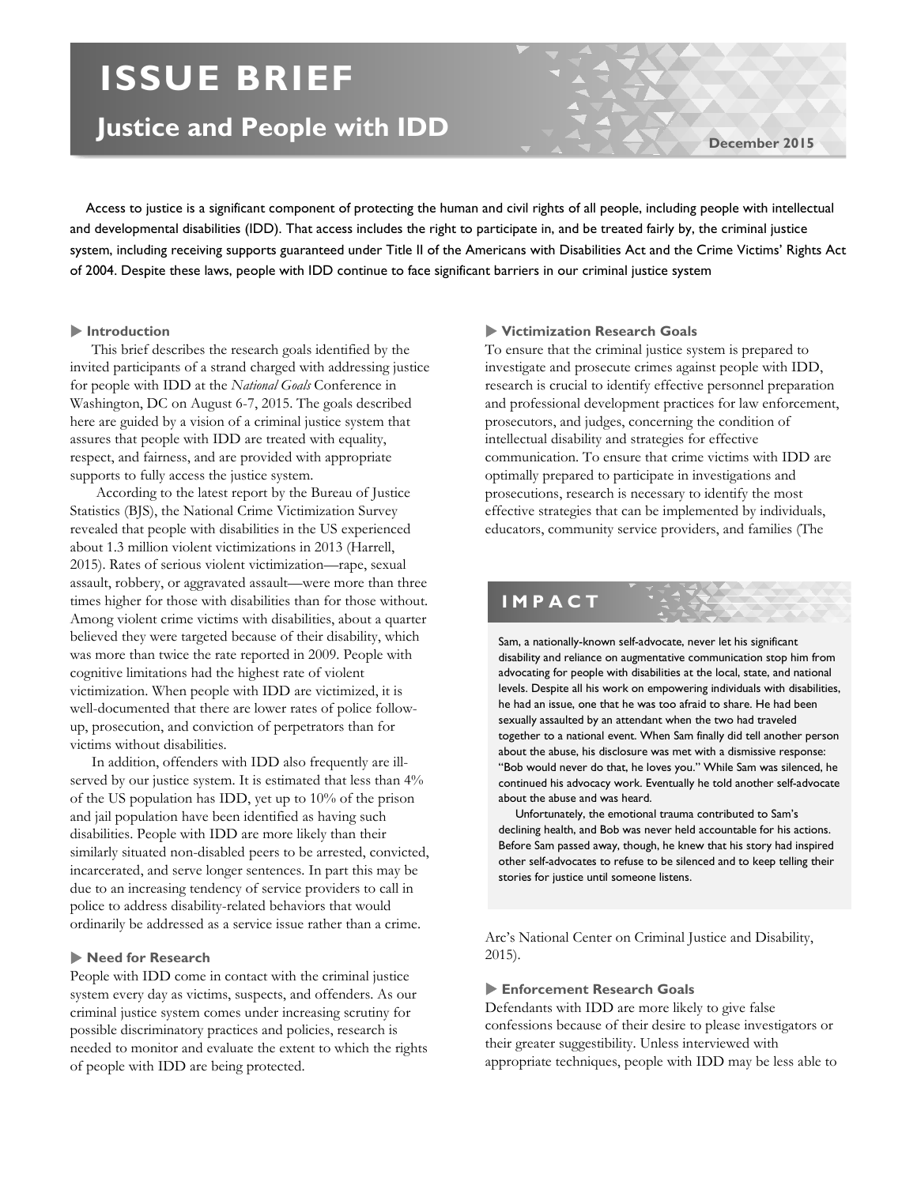# ISSUE BRIEF

## Justice and People with IDD

December 2015

Access to justice is a significant component of protecting the human and civil rights of all people, including people with intellectual and developmental disabilities (IDD). That access includes the right to participate in, and be treated fairly by, the criminal justice system, including receiving supports guaranteed under Title II of the Americans with Disabilities Act and the Crime Victims' Rights Act of 2004. Despite these laws, people with IDD continue to face significant barriers in our criminal justice system

### Introduction

This brief describes the research goals identified by the invited participants of a strand charged with addressing justice for people with IDD at the *National Goals* Conference in Washington, DC on August 6-7, 2015. The goals described here are guided by a vision of a criminal justice system that assures that people with IDD are treated with equality, respect, and fairness, and are provided with appropriate supports to fully access the justice system.

According to the latest report by the Bureau of Justice Statistics (BJS), the National Crime Victimization Survey revealed that people with disabilities in the US experienced about 1.3 million violent victimizations in 2013 (Harrell, 2015). Rates of serious violent victimization—rape, sexual assault, robbery, or aggravated assault—were more than three times higher for those with disabilities than for those without. Among violent crime victims with disabilities, about a quarter believed they were targeted because of their disability, which was more than twice the rate reported in 2009. People with cognitive limitations had the highest rate of violent victimization. When people with IDD are victimized, it is well-documented that there are lower rates of police follow-up, prosecution, and conviction of perpetrators than for victims without disabilities.

In addition, offenders with IDD also frequently are ill-served by our justice system. It is estimated that less than 4% of the US population has IDD, yet up to 10% of the prison and jail population have been identified as having such disabilities. People with IDD are more likely than their similarly situated non-disabled peers to be arrested, convicted, incarcerated, and serve longer sentences. In part this may be due to an increasing tendency of service providers to call in police to address disability-related behaviors that would ordinarily be addressed as a service issue rather than a crime.

### Need for Research

People with IDD come in contact with the criminal justice system every day as victims, suspects, and offenders. As our criminal justice system comes under increasing scrutiny for possible discriminatory practices and policies, research is needed to monitor and evaluate the extent to which the rights of people with IDD are being protected.

### Victimization Research Goals

To ensure that the criminal justice system is prepared to investigate and prosecute crimes against people with IDD, research is crucial to identify effective personnel preparation and professional development practices for law enforcement, prosecutors, and judges, concerning the condition of intellectual disability and strategies for effective communication. To ensure that crime victims with IDD are optimally prepared to participate in investigations and prosecutions, research is necessary to identify the most effective strategies that can be implemented by individuals, educators, community service providers, and families (The Arc's National Center on Criminal Justice and Disability, 2015).

> **IMPACT**
>
> Sam, a nationally-known self-advocate, never let his significant disability and reliance on augmentative communication stop him from advocating for people with disabilities at the local, state, and national levels. Despite all his work on empowering individuals with disabilities, he had an issue, one that he was too afraid to share. He had been sexually assaulted by an attendant when the two had traveled together to a national event. When Sam finally did tell another person about the abuse, his disclosure was met with a dismissive response: "Bob would never do that, he loves you." While Sam was silenced, he continued his advocacy work. Eventually he told another self-advocate about the abuse and was heard.
>
> Unfortunately, the emotional trauma contributed to Sam's declining health, and Bob was never held accountable for his actions. Before Sam passed away, though, he knew that his story had inspired other self-advocates to refuse to be silenced and to keep telling their stories for justice until someone listens.

### Enforcement Research Goals

Defendants with IDD are more likely to give false confessions because of their desire to please investigators or their greater suggestibility. Unless interviewed with appropriate techniques, people with IDD may be less able to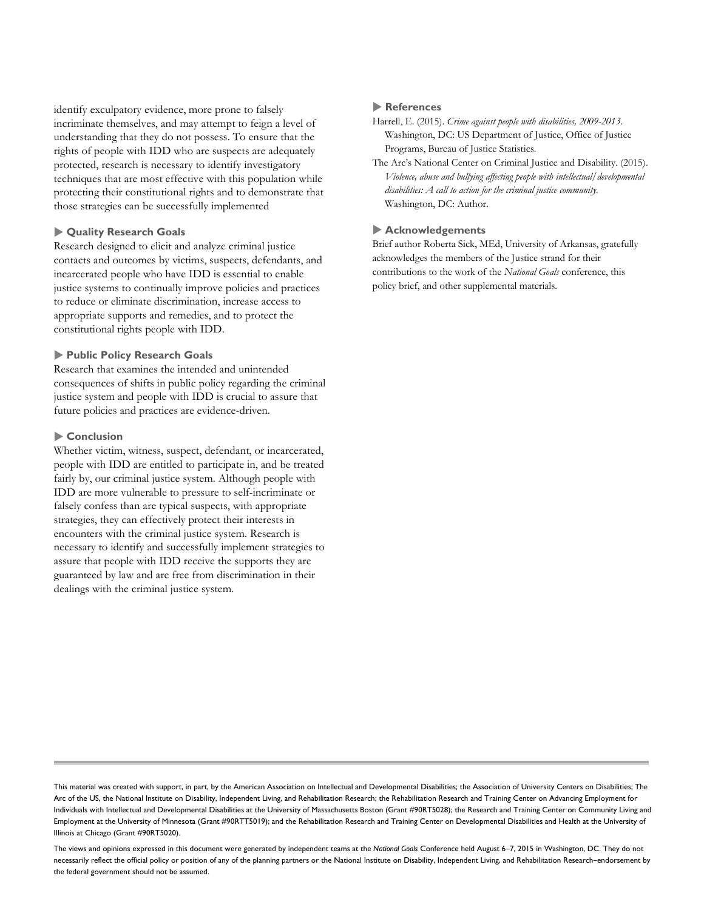identify exculpatory evidence, more prone to falsely incriminate themselves, and may attempt to feign a level of understanding that they do not possess. To ensure that the rights of people with IDD who are suspects are adequately protected, research is necessary to identify investigatory techniques that are most effective with this population while protecting their constitutional rights and to demonstrate that those strategies can be successfully implemented

### Quality Research Goals

Research designed to elicit and analyze criminal justice contacts and outcomes by victims, suspects, defendants, and incarcerated people who have IDD is essential to enable justice systems to continually improve policies and practices to reduce or eliminate discrimination, increase access to appropriate supports and remedies, and to protect the constitutional rights people with IDD.

### Public Policy Research Goals

Research that examines the intended and unintended consequences of shifts in public policy regarding the criminal justice system and people with IDD is crucial to assure that future policies and practices are evidence-driven.

### Conclusion

Whether victim, witness, suspect, defendant, or incarcerated, people with IDD are entitled to participate in, and be treated fairly by, our criminal justice system. Although people with IDD are more vulnerable to pressure to self-incriminate or falsely confess than are typical suspects, with appropriate strategies, they can effectively protect their interests in encounters with the criminal justice system. Research is necessary to identify and successfully implement strategies to assure that people with IDD receive the supports they are guaranteed by law and are free from discrimination in their dealings with the criminal justice system.

### References

Harrell, E. (2015). *Crime against people with disabilities, 2009-2013*. Washington, DC: US Department of Justice, Office of Justice Programs, Bureau of Justice Statistics.

The Arc's National Center on Criminal Justice and Disability. (2015). *Violence, abuse and bullying affecting people with intellectual/developmental disabilities: A call to action for the criminal justice community*. Washington, DC: Author.

### Acknowledgements

Brief author Roberta Sick, MEd, University of Arkansas, gratefully acknowledges the members of the Justice strand for their contributions to the work of the *National Goals* conference, this policy brief, and other supplemental materials.

---

This material was created with support, in part, by the American Association on Intellectual and Developmental Disabilities; the Association of University Centers on Disabilities; The Arc of the US, the National Institute on Disability, Independent Living, and Rehabilitation Research; the Rehabilitation Research and Training Center on Advancing Employment for Individuals with Intellectual and Developmental Disabilities at the University of Massachusetts Boston (Grant #90RT5028); the Research and Training Center on Community Living and Employment at the University of Minnesota (Grant #90RTT5019); and the Rehabilitation Research and Training Center on Developmental Disabilities and Health at the University of Illinois at Chicago (Grant #90RT5020).

The views and opinions expressed in this document were generated by independent teams at the *National Goals* Conference held August 6–7, 2015 in Washington, DC. They do not necessarily reflect the official policy or position of any of the planning partners or the National Institute on Disability, Independent Living, and Rehabilitation Research–endorsement by the federal government should not be assumed.